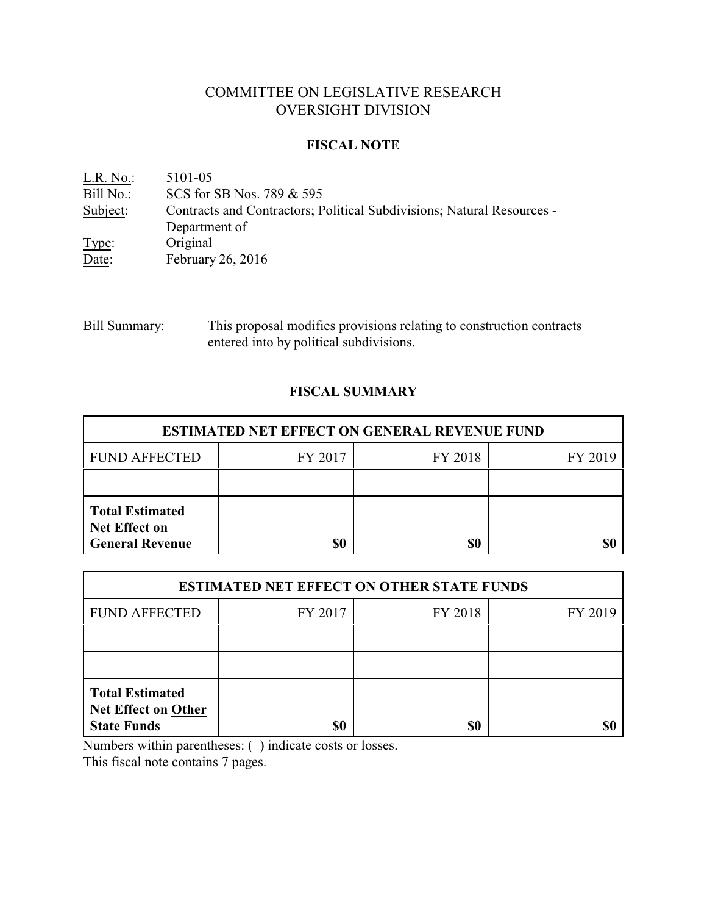# COMMITTEE ON LEGISLATIVE RESEARCH
# OVERSIGHT DIVISION

## FISCAL NOTE

L.R. No.: 5101-05
Bill No.: SCS for SB Nos. 789 & 595
Subject: Contracts and Contractors; Political Subdivisions; Natural Resources - Department of
Type: Original
Date: February 26, 2016

---

Bill Summary: This proposal modifies provisions relating to construction contracts entered into by political subdivisions.

## FISCAL SUMMARY

| ESTIMATED NET EFFECT ON GENERAL REVENUE FUND | | | |
|---|---|---|---|
| FUND AFFECTED | FY 2017 | FY 2018 | FY 2019 |
| | | | |
| **Total Estimated Net Effect on General Revenue** | **$0** | **$0** | **$0** |

| ESTIMATED NET EFFECT ON OTHER STATE FUNDS | | | |
|---|---|---|---|
| FUND AFFECTED | FY 2017 | FY 2018 | FY 2019 |
| | | | |
| | | | |
| **Total Estimated Net Effect on Other State Funds** | **$0** | **$0** | **$0** |

Numbers within parentheses: ( ) indicate costs or losses.
This fiscal note contains 7 pages.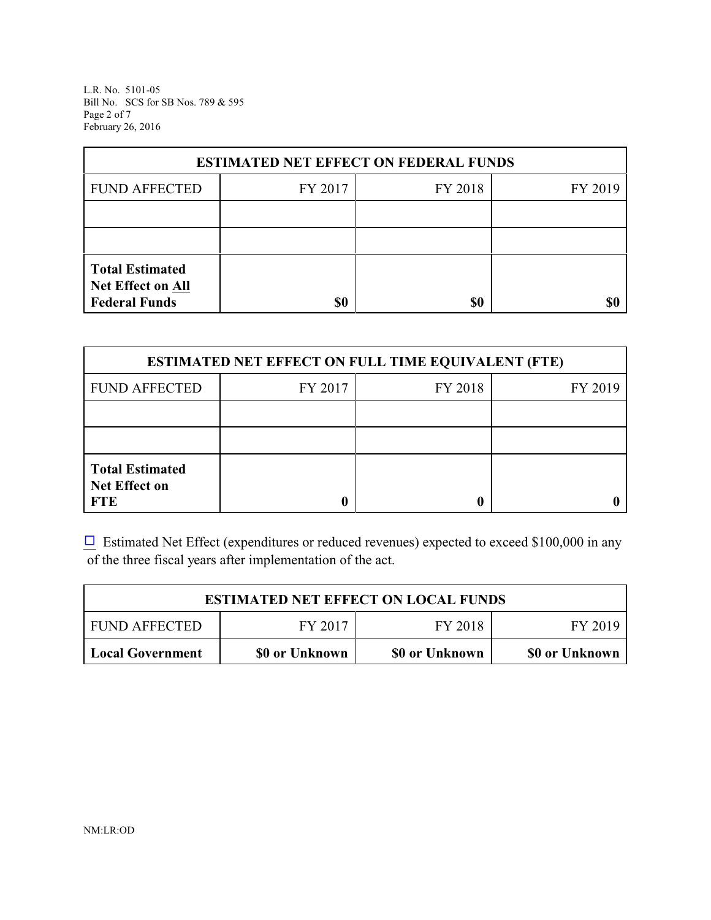| ESTIMATED NET EFFECT ON FEDERAL FUNDS | | | |
|---|---|---|---|
| FUND AFFECTED | FY 2017 | FY 2018 | FY 2019 |
| | | | |
| | | | |
| **Total Estimated Net Effect on All Federal Funds** | **$0** | **$0** | **$0** |

| ESTIMATED NET EFFECT ON FULL TIME EQUIVALENT (FTE) | | | |
|---|---|---|---|
| FUND AFFECTED | FY 2017 | FY 2018 | FY 2019 |
| | | | |
| | | | |
| **Total Estimated Net Effect on FTE** | **0** | **0** | **0** |

☐ Estimated Net Effect (expenditures or reduced revenues) expected to exceed $100,000 in any of the three fiscal years after implementation of the act.

| ESTIMATED NET EFFECT ON LOCAL FUNDS | | | |
|---|---|---|---|
| FUND AFFECTED | FY 2017 | FY 2018 | FY 2019 |
| **Local Government** | **$0 or Unknown** | **$0 or Unknown** | **$0 or Unknown** |

NM:LR:OD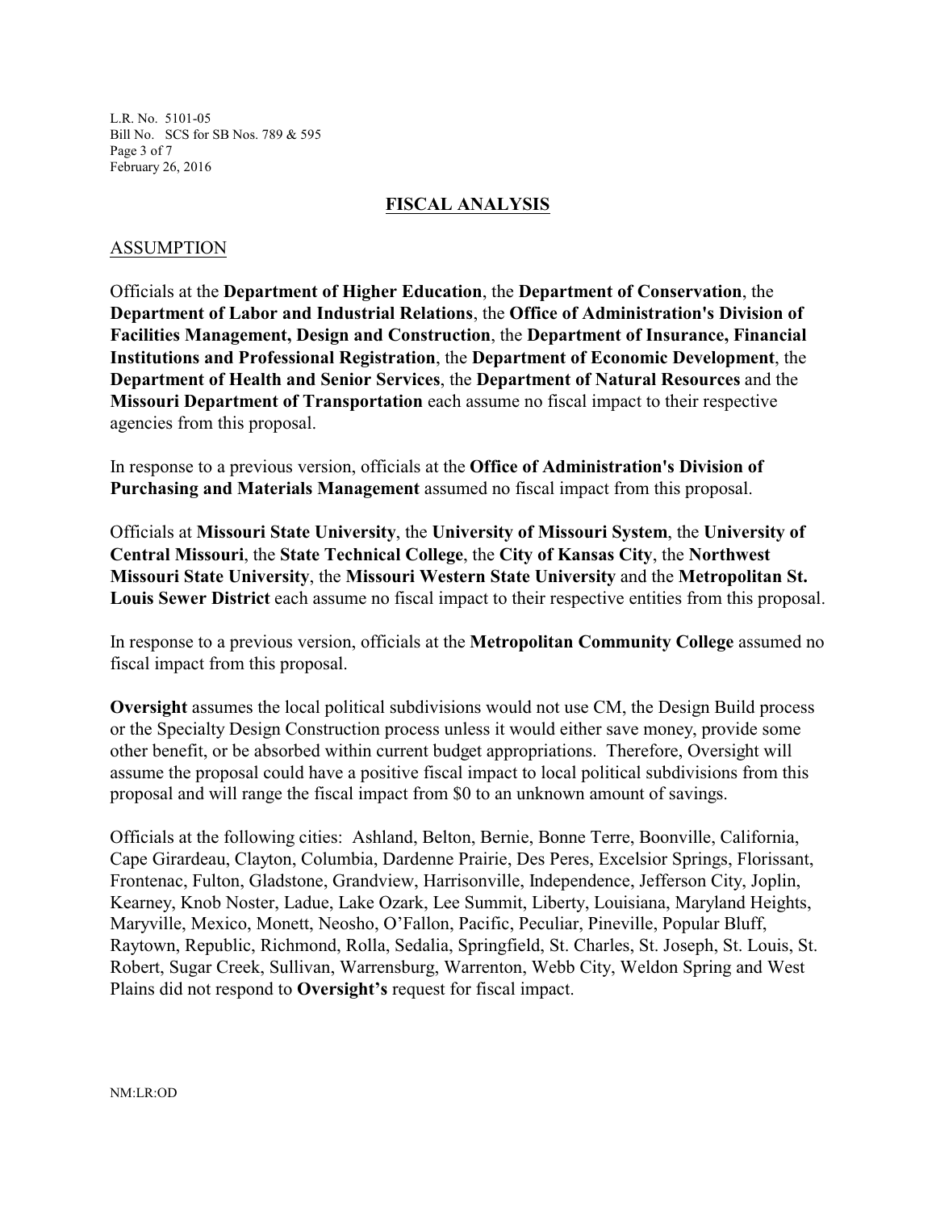## FISCAL ANALYSIS

### ASSUMPTION

Officials at the **Department of Higher Education**, the **Department of Conservation**, the **Department of Labor and Industrial Relations**, the **Office of Administration's Division of Facilities Management, Design and Construction**, the **Department of Insurance, Financial Institutions and Professional Registration**, the **Department of Economic Development**, the **Department of Health and Senior Services**, the **Department of Natural Resources** and the **Missouri Department of Transportation** each assume no fiscal impact to their respective agencies from this proposal.

In response to a previous version, officials at the **Office of Administration's Division of Purchasing and Materials Management** assumed no fiscal impact from this proposal.

Officials at **Missouri State University**, the **University of Missouri System**, the **University of Central Missouri**, the **State Technical College**, the **City of Kansas City**, the **Northwest Missouri State University**, the **Missouri Western State University** and the **Metropolitan St. Louis Sewer District** each assume no fiscal impact to their respective entities from this proposal.

In response to a previous version, officials at the **Metropolitan Community College** assumed no fiscal impact from this proposal.

**Oversight** assumes the local political subdivisions would not use CM, the Design Build process or the Specialty Design Construction process unless it would either save money, provide some other benefit, or be absorbed within current budget appropriations. Therefore, Oversight will assume the proposal could have a positive fiscal impact to local political subdivisions from this proposal and will range the fiscal impact from $0 to an unknown amount of savings.

Officials at the following cities: Ashland, Belton, Bernie, Bonne Terre, Boonville, California, Cape Girardeau, Clayton, Columbia, Dardenne Prairie, Des Peres, Excelsior Springs, Florissant, Frontenac, Fulton, Gladstone, Grandview, Harrisonville, Independence, Jefferson City, Joplin, Kearney, Knob Noster, Ladue, Lake Ozark, Lee Summit, Liberty, Louisiana, Maryland Heights, Maryville, Mexico, Monett, Neosho, O'Fallon, Pacific, Peculiar, Pineville, Popular Bluff, Raytown, Republic, Richmond, Rolla, Sedalia, Springfield, St. Charles, St. Joseph, St. Louis, St. Robert, Sugar Creek, Sullivan, Warrensburg, Warrenton, Webb City, Weldon Spring and West Plains did not respond to **Oversight's** request for fiscal impact.

NM:LR:OD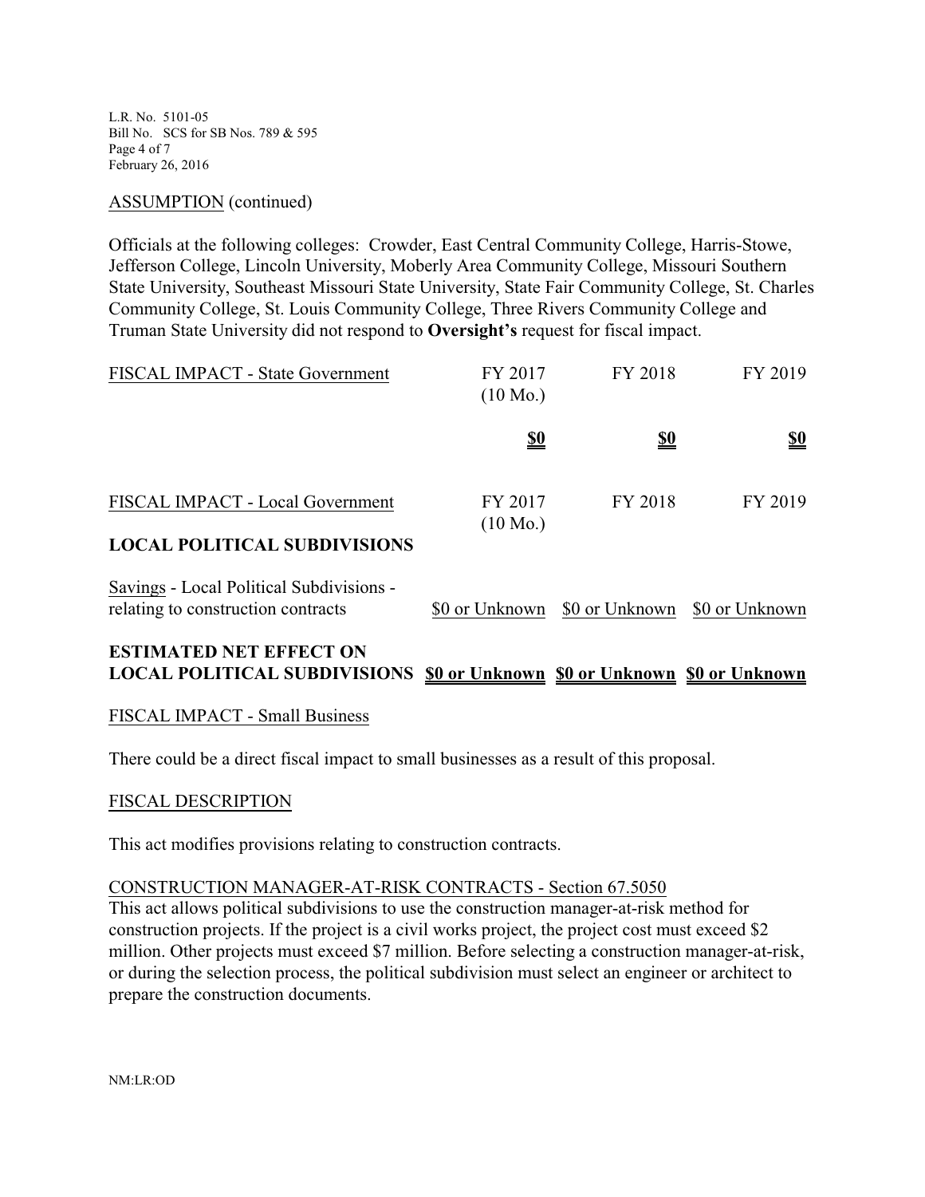ASSUMPTION (continued)

Officials at the following colleges: Crowder, East Central Community College, Harris-Stowe, Jefferson College, Lincoln University, Moberly Area Community College, Missouri Southern State University, Southeast Missouri State University, State Fair Community College, St. Charles Community College, St. Louis Community College, Three Rivers Community College and Truman State University did not respond to **Oversight's** request for fiscal impact.

| FISCAL IMPACT - State Government | FY 2017 (10 Mo.) | FY 2018 | FY 2019 |
|---|---|---|---|
| | **$0** | **$0** | **$0** |

| FISCAL IMPACT - Local Government | FY 2017 (10 Mo.) | FY 2018 | FY 2019 |
|---|---|---|---|
| **LOCAL POLITICAL SUBDIVISIONS** | | | |
| Savings - Local Political Subdivisions - relating to construction contracts | $0 or Unknown | $0 or Unknown | $0 or Unknown |
| **ESTIMATED NET EFFECT ON LOCAL POLITICAL SUBDIVISIONS** | **$0 or Unknown** | **$0 or Unknown** | **$0 or Unknown** |

FISCAL IMPACT - Small Business

There could be a direct fiscal impact to small businesses as a result of this proposal.

FISCAL DESCRIPTION

This act modifies provisions relating to construction contracts.

CONSTRUCTION MANAGER-AT-RISK CONTRACTS - Section 67.5050

This act allows political subdivisions to use the construction manager-at-risk method for construction projects. If the project is a civil works project, the project cost must exceed $2 million. Other projects must exceed $7 million. Before selecting a construction manager-at-risk, or during the selection process, the political subdivision must select an engineer or architect to prepare the construction documents.

NM:LR:OD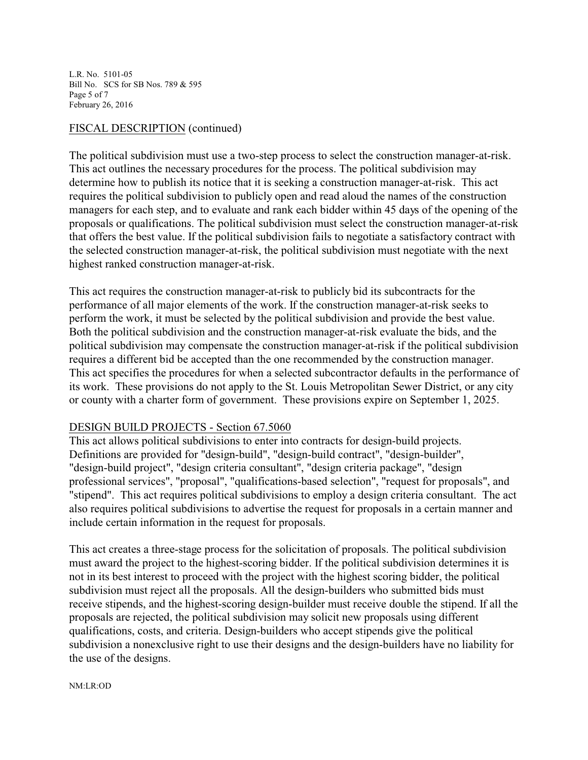## FISCAL DESCRIPTION (continued)

The political subdivision must use a two-step process to select the construction manager-at-risk. This act outlines the necessary procedures for the process. The political subdivision may determine how to publish its notice that it is seeking a construction manager-at-risk. This act requires the political subdivision to publicly open and read aloud the names of the construction managers for each step, and to evaluate and rank each bidder within 45 days of the opening of the proposals or qualifications. The political subdivision must select the construction manager-at-risk that offers the best value. If the political subdivision fails to negotiate a satisfactory contract with the selected construction manager-at-risk, the political subdivision must negotiate with the next highest ranked construction manager-at-risk.

This act requires the construction manager-at-risk to publicly bid its subcontracts for the performance of all major elements of the work. If the construction manager-at-risk seeks to perform the work, it must be selected by the political subdivision and provide the best value. Both the political subdivision and the construction manager-at-risk evaluate the bids, and the political subdivision may compensate the construction manager-at-risk if the political subdivision requires a different bid be accepted than the one recommended by the construction manager. This act specifies the procedures for when a selected subcontractor defaults in the performance of its work. These provisions do not apply to the St. Louis Metropolitan Sewer District, or any city or county with a charter form of government. These provisions expire on September 1, 2025.

## DESIGN BUILD PROJECTS - Section 67.5060

This act allows political subdivisions to enter into contracts for design-build projects. Definitions are provided for "design-build", "design-build contract", "design-builder", "design-build project", "design criteria consultant", "design criteria package", "design professional services", "proposal", "qualifications-based selection", "request for proposals", and "stipend". This act requires political subdivisions to employ a design criteria consultant. The act also requires political subdivisions to advertise the request for proposals in a certain manner and include certain information in the request for proposals.

This act creates a three-stage process for the solicitation of proposals. The political subdivision must award the project to the highest-scoring bidder. If the political subdivision determines it is not in its best interest to proceed with the project with the highest scoring bidder, the political subdivision must reject all the proposals. All the design-builders who submitted bids must receive stipends, and the highest-scoring design-builder must receive double the stipend. If all the proposals are rejected, the political subdivision may solicit new proposals using different qualifications, costs, and criteria. Design-builders who accept stipends give the political subdivision a nonexclusive right to use their designs and the design-builders have no liability for the use of the designs.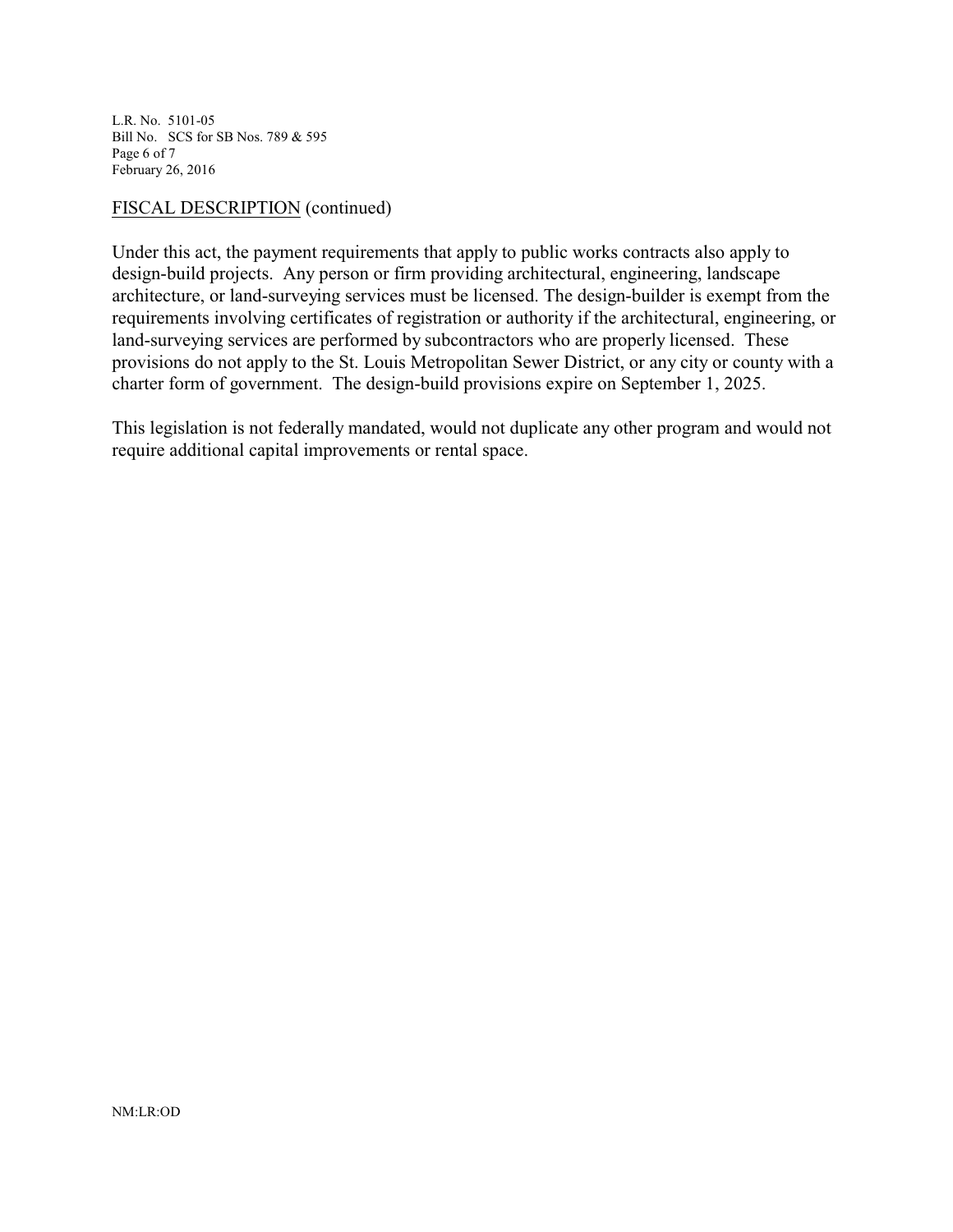FISCAL DESCRIPTION (continued)

Under this act, the payment requirements that apply to public works contracts also apply to design-build projects. Any person or firm providing architectural, engineering, landscape architecture, or land-surveying services must be licensed. The design-builder is exempt from the requirements involving certificates of registration or authority if the architectural, engineering, or land-surveying services are performed by subcontractors who are properly licensed. These provisions do not apply to the St. Louis Metropolitan Sewer District, or any city or county with a charter form of government. The design-build provisions expire on September 1, 2025.

This legislation is not federally mandated, would not duplicate any other program and would not require additional capital improvements or rental space.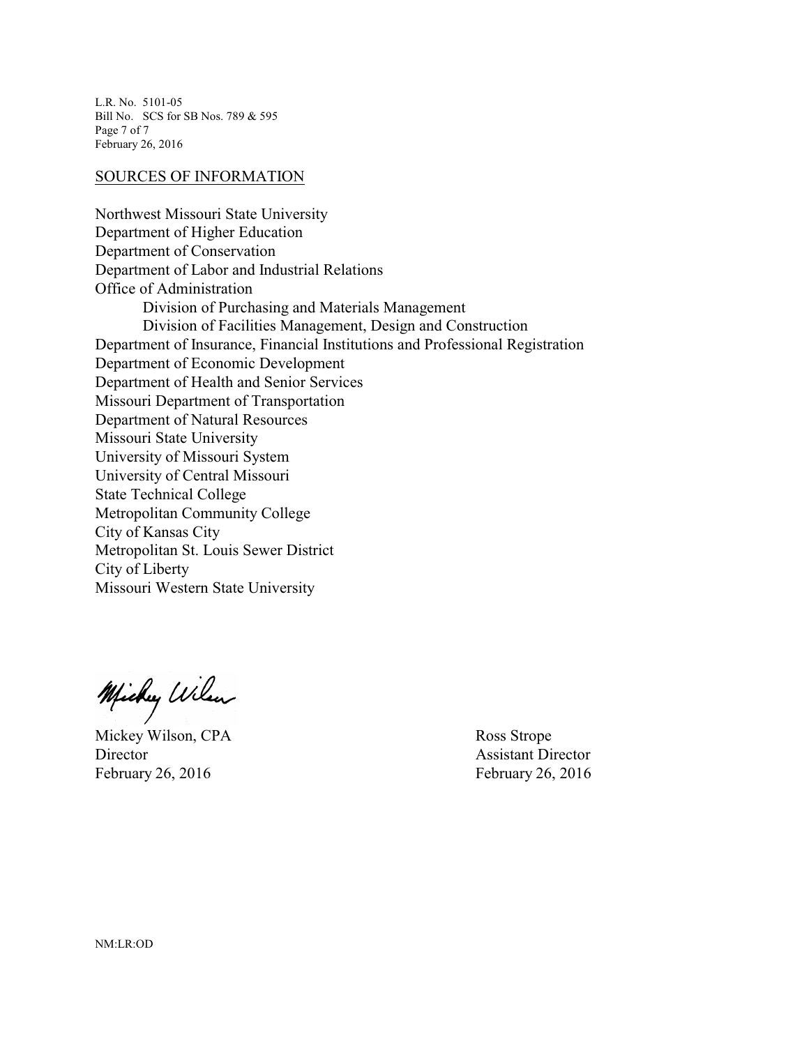## SOURCES OF INFORMATION

Northwest Missouri State University
Department of Higher Education
Department of Conservation
Department of Labor and Industrial Relations
Office of Administration
    Division of Purchasing and Materials Management
    Division of Facilities Management, Design and Construction
Department of Insurance, Financial Institutions and Professional Registration
Department of Economic Development
Department of Health and Senior Services
Missouri Department of Transportation
Department of Natural Resources
Missouri State University
University of Missouri System
University of Central Missouri
State Technical College
Metropolitan Community College
City of Kansas City
Metropolitan St. Louis Sewer District
City of Liberty
Missouri Western State University

Mickey Wilson, CPA
Director
February 26, 2016

Ross Strope
Assistant Director
February 26, 2016

NM:LR:OD